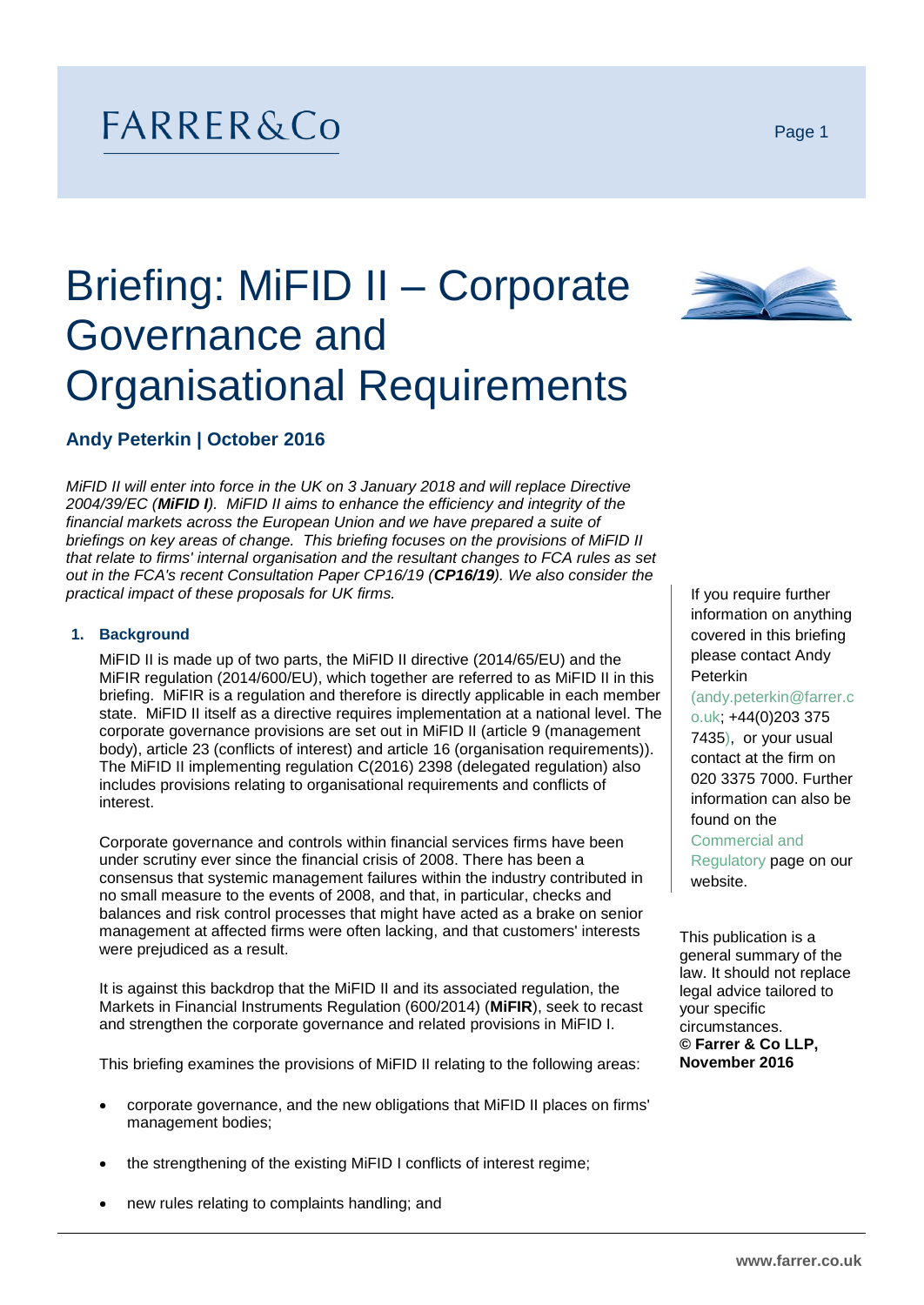FARRER&Co

# Briefing: MiFID II – Corporate Governance and Organisational Requirements

**Andy Peterkin | October 2016**

*MiFID II will enter into force in the UK on 3 January 2018 and will replace Directive 2004/39/EC (**MiFID I**). MiFID II aims to enhance the efficiency and integrity of the financial markets across the European Union and we have prepared a suite of briefings on key areas of change. This briefing focuses on the provisions of MiFID II that relate to firms' internal organisation and the resultant changes to FCA rules as set out in the FCA's recent Consultation Paper CP16/19 (**CP16/19**). We also consider the practical impact of these proposals for UK firms.*

## 1. Background

MiFID II is made up of two parts, the MiFID II directive (2014/65/EU) and the MiFIR regulation (2014/600/EU), which together are referred to as MiFID II in this briefing. MiFIR is a regulation and therefore is directly applicable in each member state. MiFID II itself as a directive requires implementation at a national level. The corporate governance provisions are set out in MiFID II (article 9 (management body), article 23 (conflicts of interest) and article 16 (organisation requirements)). The MiFID II implementing regulation C(2016) 2398 (delegated regulation) also includes provisions relating to organisational requirements and conflicts of interest.

Corporate governance and controls within financial services firms have been under scrutiny ever since the financial crisis of 2008. There has been a consensus that systemic management failures within the industry contributed in no small measure to the events of 2008, and that, in particular, checks and balances and risk control processes that might have acted as a brake on senior management at affected firms were often lacking, and that customers' interests were prejudiced as a result.

It is against this backdrop that the MiFID II and its associated regulation, the Markets in Financial Instruments Regulation (600/2014) (**MiFIR**), seek to recast and strengthen the corporate governance and related provisions in MiFID I.

This briefing examines the provisions of MiFID II relating to the following areas:

- corporate governance, and the new obligations that MiFID II places on firms' management bodies;
- the strengthening of the existing MiFID I conflicts of interest regime;
- new rules relating to complaints handling; and

If you require further information on anything covered in this briefing please contact Andy Peterkin (andy.peterkin@farrer.co.uk; +44(0)203 375 7435), or your usual contact at the firm on 020 3375 7000. Further information can also be found on the Commercial and Regulatory page on our website.

This publication is a general summary of the law. It should not replace legal advice tailored to your specific circumstances.
**© Farrer & Co LLP, November 2016**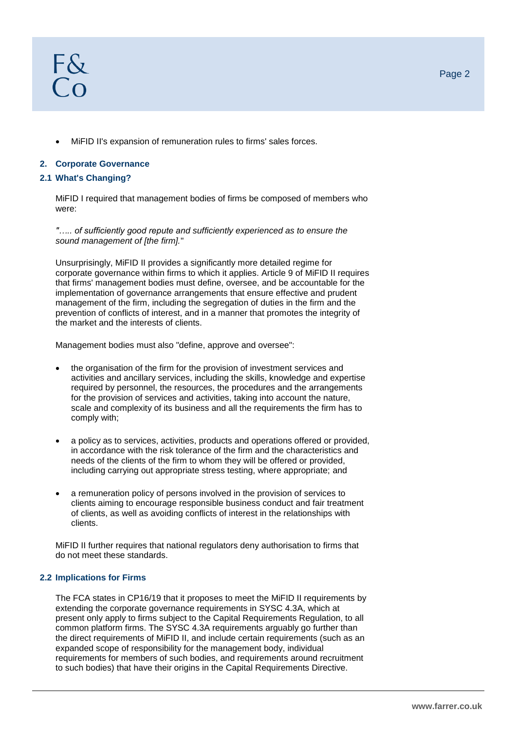- MiFID II's expansion of remuneration rules to firms' sales forces.

## 2. Corporate Governance

### 2.1 What's Changing?

MiFID I required that management bodies of firms be composed of members who were:

*"….. of sufficiently good repute and sufficiently experienced as to ensure the sound management of [the firm].*"

Unsurprisingly, MiFID II provides a significantly more detailed regime for corporate governance within firms to which it applies. Article 9 of MiFID II requires that firms' management bodies must define, oversee, and be accountable for the implementation of governance arrangements that ensure effective and prudent management of the firm, including the segregation of duties in the firm and the prevention of conflicts of interest, and in a manner that promotes the integrity of the market and the interests of clients.

Management bodies must also "define, approve and oversee":

- the organisation of the firm for the provision of investment services and activities and ancillary services, including the skills, knowledge and expertise required by personnel, the resources, the procedures and the arrangements for the provision of services and activities, taking into account the nature, scale and complexity of its business and all the requirements the firm has to comply with;
- a policy as to services, activities, products and operations offered or provided, in accordance with the risk tolerance of the firm and the characteristics and needs of the clients of the firm to whom they will be offered or provided, including carrying out appropriate stress testing, where appropriate; and
- a remuneration policy of persons involved in the provision of services to clients aiming to encourage responsible business conduct and fair treatment of clients, as well as avoiding conflicts of interest in the relationships with clients.

MiFID II further requires that national regulators deny authorisation to firms that do not meet these standards.

### 2.2 Implications for Firms

The FCA states in CP16/19 that it proposes to meet the MiFID II requirements by extending the corporate governance requirements in SYSC 4.3A, which at present only apply to firms subject to the Capital Requirements Regulation, to all common platform firms. The SYSC 4.3A requirements arguably go further than the direct requirements of MiFID II, and include certain requirements (such as an expanded scope of responsibility for the management body, individual requirements for members of such bodies, and requirements around recruitment to such bodies) that have their origins in the Capital Requirements Directive.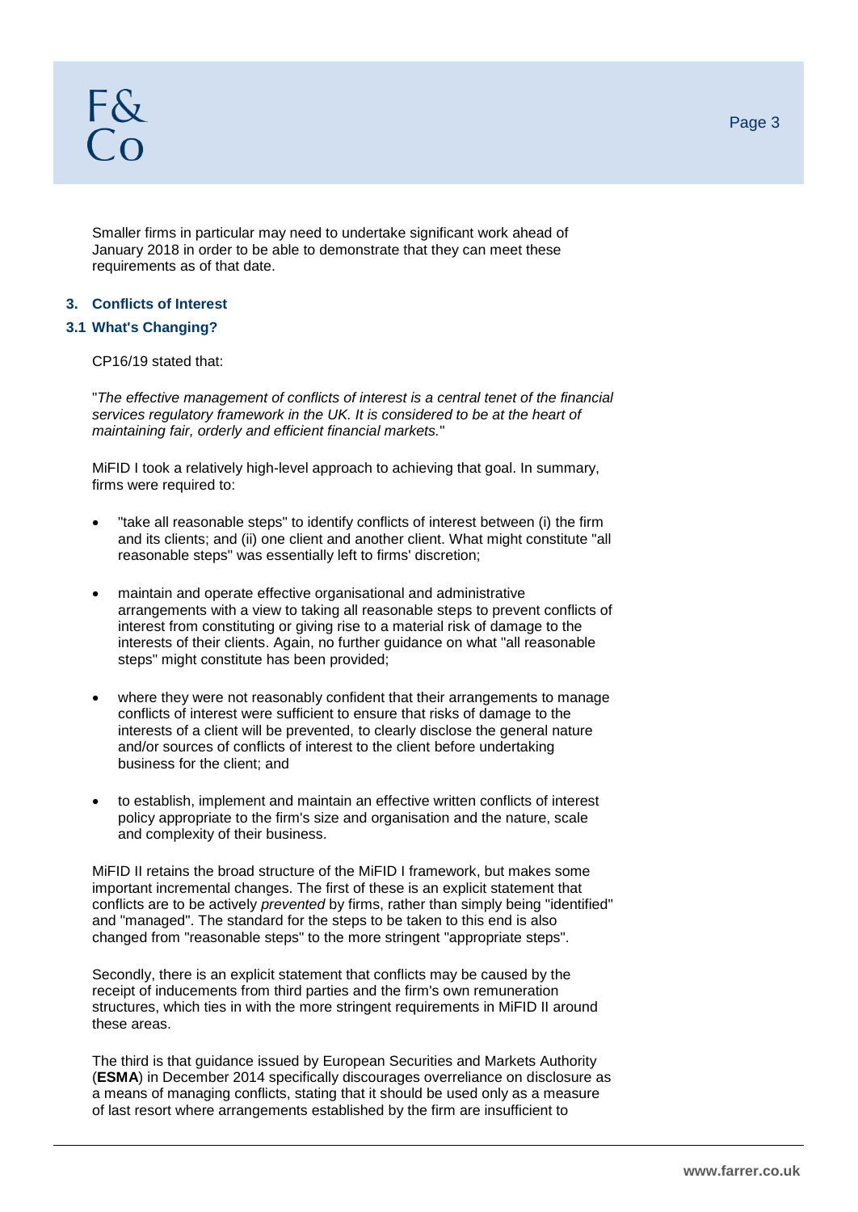Smaller firms in particular may need to undertake significant work ahead of January 2018 in order to be able to demonstrate that they can meet these requirements as of that date.

## 3. Conflicts of Interest

### 3.1 What's Changing?

CP16/19 stated that:

"*The effective management of conflicts of interest is a central tenet of the financial services regulatory framework in the UK. It is considered to be at the heart of maintaining fair, orderly and efficient financial markets.*"

MiFID I took a relatively high-level approach to achieving that goal. In summary, firms were required to:

- "take all reasonable steps" to identify conflicts of interest between (i) the firm and its clients; and (ii) one client and another client. What might constitute "all reasonable steps" was essentially left to firms' discretion;
- maintain and operate effective organisational and administrative arrangements with a view to taking all reasonable steps to prevent conflicts of interest from constituting or giving rise to a material risk of damage to the interests of their clients. Again, no further guidance on what "all reasonable steps" might constitute has been provided;
- where they were not reasonably confident that their arrangements to manage conflicts of interest were sufficient to ensure that risks of damage to the interests of a client will be prevented, to clearly disclose the general nature and/or sources of conflicts of interest to the client before undertaking business for the client; and
- to establish, implement and maintain an effective written conflicts of interest policy appropriate to the firm's size and organisation and the nature, scale and complexity of their business.

MiFID II retains the broad structure of the MiFID I framework, but makes some important incremental changes. The first of these is an explicit statement that conflicts are to be actively *prevented* by firms, rather than simply being "identified" and "managed". The standard for the steps to be taken to this end is also changed from "reasonable steps" to the more stringent "appropriate steps".

Secondly, there is an explicit statement that conflicts may be caused by the receipt of inducements from third parties and the firm's own remuneration structures, which ties in with the more stringent requirements in MiFID II around these areas.

The third is that guidance issued by European Securities and Markets Authority (**ESMA**) in December 2014 specifically discourages overreliance on disclosure as a means of managing conflicts, stating that it should be used only as a measure of last resort where arrangements established by the firm are insufficient to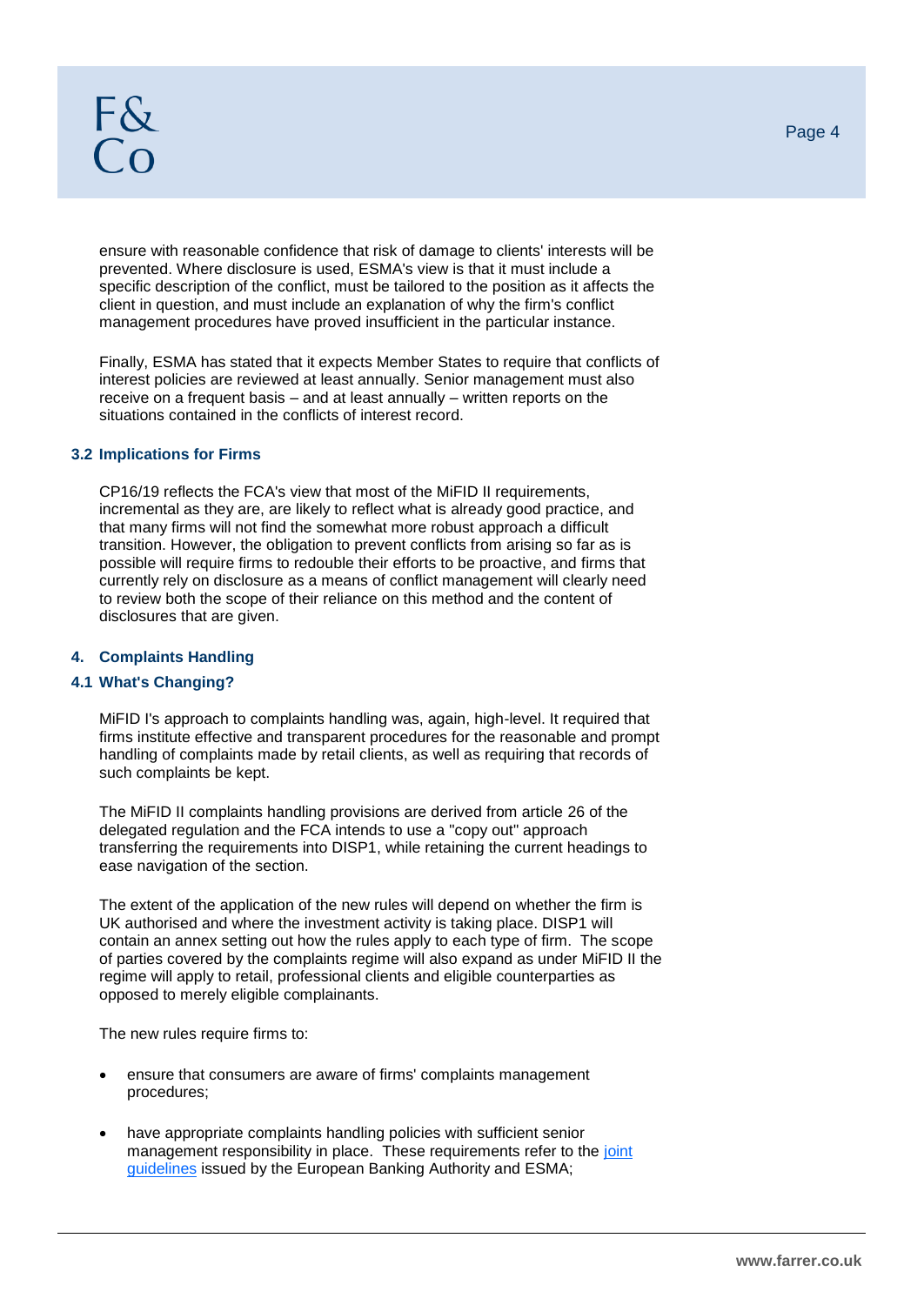ensure with reasonable confidence that risk of damage to clients' interests will be prevented. Where disclosure is used, ESMA's view is that it must include a specific description of the conflict, must be tailored to the position as it affects the client in question, and must include an explanation of why the firm's conflict management procedures have proved insufficient in the particular instance.

Finally, ESMA has stated that it expects Member States to require that conflicts of interest policies are reviewed at least annually. Senior management must also receive on a frequent basis – and at least annually – written reports on the situations contained in the conflicts of interest record.

### 3.2 Implications for Firms

CP16/19 reflects the FCA's view that most of the MiFID II requirements, incremental as they are, are likely to reflect what is already good practice, and that many firms will not find the somewhat more robust approach a difficult transition. However, the obligation to prevent conflicts from arising so far as is possible will require firms to redouble their efforts to be proactive, and firms that currently rely on disclosure as a means of conflict management will clearly need to review both the scope of their reliance on this method and the content of disclosures that are given.

## 4. Complaints Handling

### 4.1 What's Changing?

MiFID I's approach to complaints handling was, again, high-level. It required that firms institute effective and transparent procedures for the reasonable and prompt handling of complaints made by retail clients, as well as requiring that records of such complaints be kept.

The MiFID II complaints handling provisions are derived from article 26 of the delegated regulation and the FCA intends to use a "copy out" approach transferring the requirements into DISP1, while retaining the current headings to ease navigation of the section.

The extent of the application of the new rules will depend on whether the firm is UK authorised and where the investment activity is taking place. DISP1 will contain an annex setting out how the rules apply to each type of firm. The scope of parties covered by the complaints regime will also expand as under MiFID II the regime will apply to retail, professional clients and eligible counterparties as opposed to merely eligible complainants.

The new rules require firms to:

- ensure that consumers are aware of firms' complaints management procedures;
- have appropriate complaints handling policies with sufficient senior management responsibility in place. These requirements refer to the joint guidelines issued by the European Banking Authority and ESMA;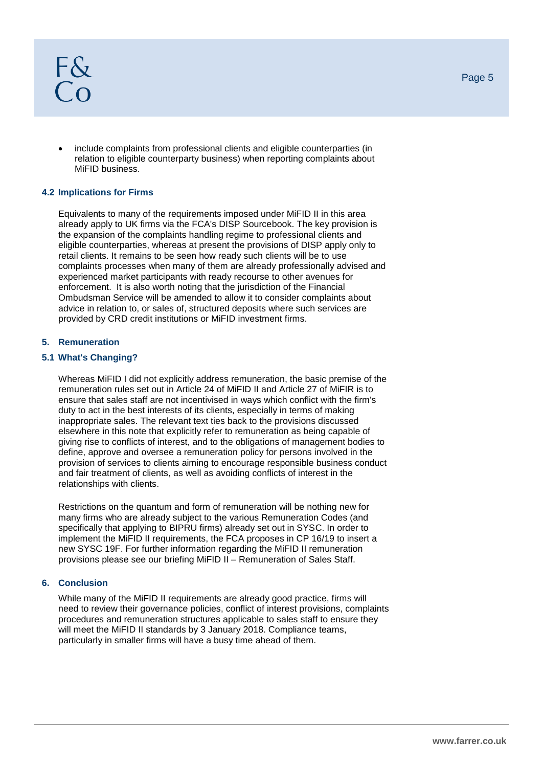- include complaints from professional clients and eligible counterparties (in relation to eligible counterparty business) when reporting complaints about MiFID business.

### 4.2 Implications for Firms

Equivalents to many of the requirements imposed under MiFID II in this area already apply to UK firms via the FCA's DISP Sourcebook. The key provision is the expansion of the complaints handling regime to professional clients and eligible counterparties, whereas at present the provisions of DISP apply only to retail clients. It remains to be seen how ready such clients will be to use complaints processes when many of them are already professionally advised and experienced market participants with ready recourse to other avenues for enforcement. It is also worth noting that the jurisdiction of the Financial Ombudsman Service will be amended to allow it to consider complaints about advice in relation to, or sales of, structured deposits where such services are provided by CRD credit institutions or MiFID investment firms.

## 5. Remuneration

### 5.1 What's Changing?

Whereas MiFID I did not explicitly address remuneration, the basic premise of the remuneration rules set out in Article 24 of MiFID II and Article 27 of MiFIR is to ensure that sales staff are not incentivised in ways which conflict with the firm's duty to act in the best interests of its clients, especially in terms of making inappropriate sales. The relevant text ties back to the provisions discussed elsewhere in this note that explicitly refer to remuneration as being capable of giving rise to conflicts of interest, and to the obligations of management bodies to define, approve and oversee a remuneration policy for persons involved in the provision of services to clients aiming to encourage responsible business conduct and fair treatment of clients, as well as avoiding conflicts of interest in the relationships with clients.

Restrictions on the quantum and form of remuneration will be nothing new for many firms who are already subject to the various Remuneration Codes (and specifically that applying to BIPRU firms) already set out in SYSC. In order to implement the MiFID II requirements, the FCA proposes in CP 16/19 to insert a new SYSC 19F. For further information regarding the MiFID II remuneration provisions please see our briefing MiFID II – Remuneration of Sales Staff.

## 6. Conclusion

While many of the MiFID II requirements are already good practice, firms will need to review their governance policies, conflict of interest provisions, complaints procedures and remuneration structures applicable to sales staff to ensure they will meet the MiFID II standards by 3 January 2018. Compliance teams, particularly in smaller firms will have a busy time ahead of them.